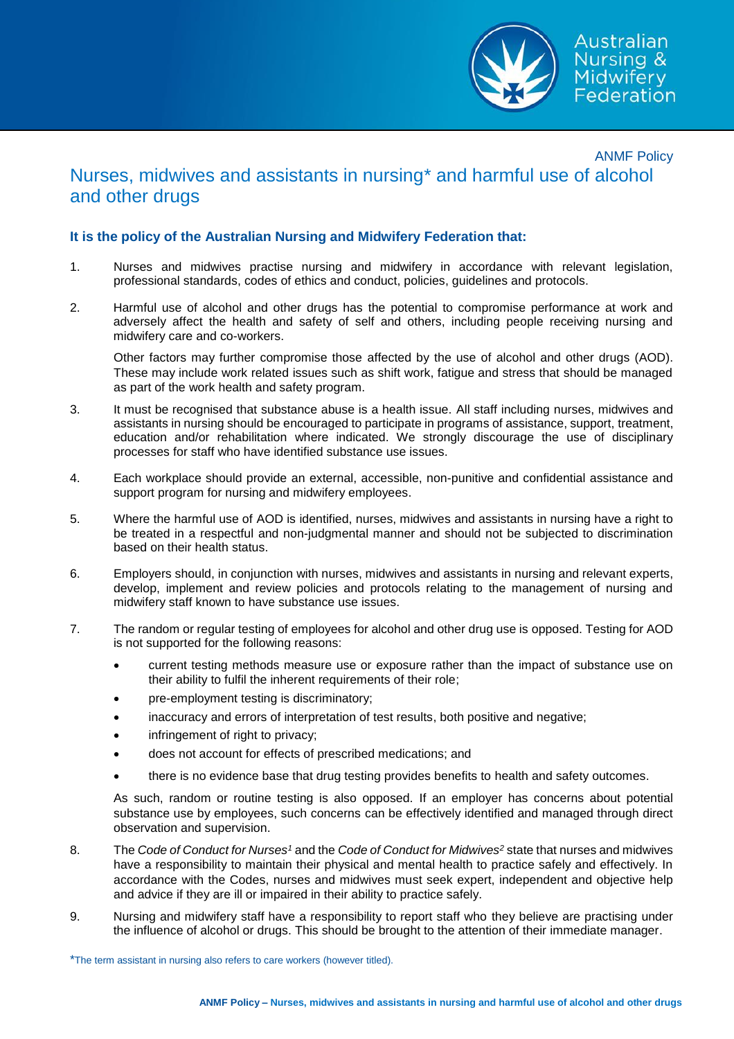ANMF Policy

# Nurses, midwives and assistants in nursing* and harmful use of alcohol and other drugs

**It is the policy of the Australian Nursing and Midwifery Federation that:**

1. Nurses and midwives practise nursing and midwifery in accordance with relevant legislation, professional standards, codes of ethics and conduct, policies, guidelines and protocols.

2. Harmful use of alcohol and other drugs has the potential to compromise performance at work and adversely affect the health and safety of self and others, including people receiving nursing and midwifery care and co-workers.

   Other factors may further compromise those affected by the use of alcohol and other drugs (AOD). These may include work related issues such as shift work, fatigue and stress that should be managed as part of the work health and safety program.

3. It must be recognised that substance abuse is a health issue. All staff including nurses, midwives and assistants in nursing should be encouraged to participate in programs of assistance, support, treatment, education and/or rehabilitation where indicated. We strongly discourage the use of disciplinary processes for staff who have identified substance use issues.

4. Each workplace should provide an external, accessible, non-punitive and confidential assistance and support program for nursing and midwifery employees.

5. Where the harmful use of AOD is identified, nurses, midwives and assistants in nursing have a right to be treated in a respectful and non-judgmental manner and should not be subjected to discrimination based on their health status.

6. Employers should, in conjunction with nurses, midwives and assistants in nursing and relevant experts, develop, implement and review policies and protocols relating to the management of nursing and midwifery staff known to have substance use issues.

7. The random or regular testing of employees for alcohol and other drug use is opposed. Testing for AOD is not supported for the following reasons:

   - current testing methods measure use or exposure rather than the impact of substance use on their ability to fulfil the inherent requirements of their role;
   - pre-employment testing is discriminatory;
   - inaccuracy and errors of interpretation of test results, both positive and negative;
   - infringement of right to privacy;
   - does not account for effects of prescribed medications; and
   - there is no evidence base that drug testing provides benefits to health and safety outcomes.

   As such, random or routine testing is also opposed. If an employer has concerns about potential substance use by employees, such concerns can be effectively identified and managed through direct observation and supervision.

8. The *Code of Conduct for Nurses*[1] and the *Code of Conduct for Midwives*[2] state that nurses and midwives have a responsibility to maintain their physical and mental health to practice safely and effectively. In accordance with the Codes, nurses and midwives must seek expert, independent and objective help and advice if they are ill or impaired in their ability to practise safely.

9. Nursing and midwifery staff have a responsibility to report staff who they believe are practising under the influence of alcohol or drugs. This should be brought to the attention of their immediate manager.

*The term assistant in nursing also refers to care workers (however titled).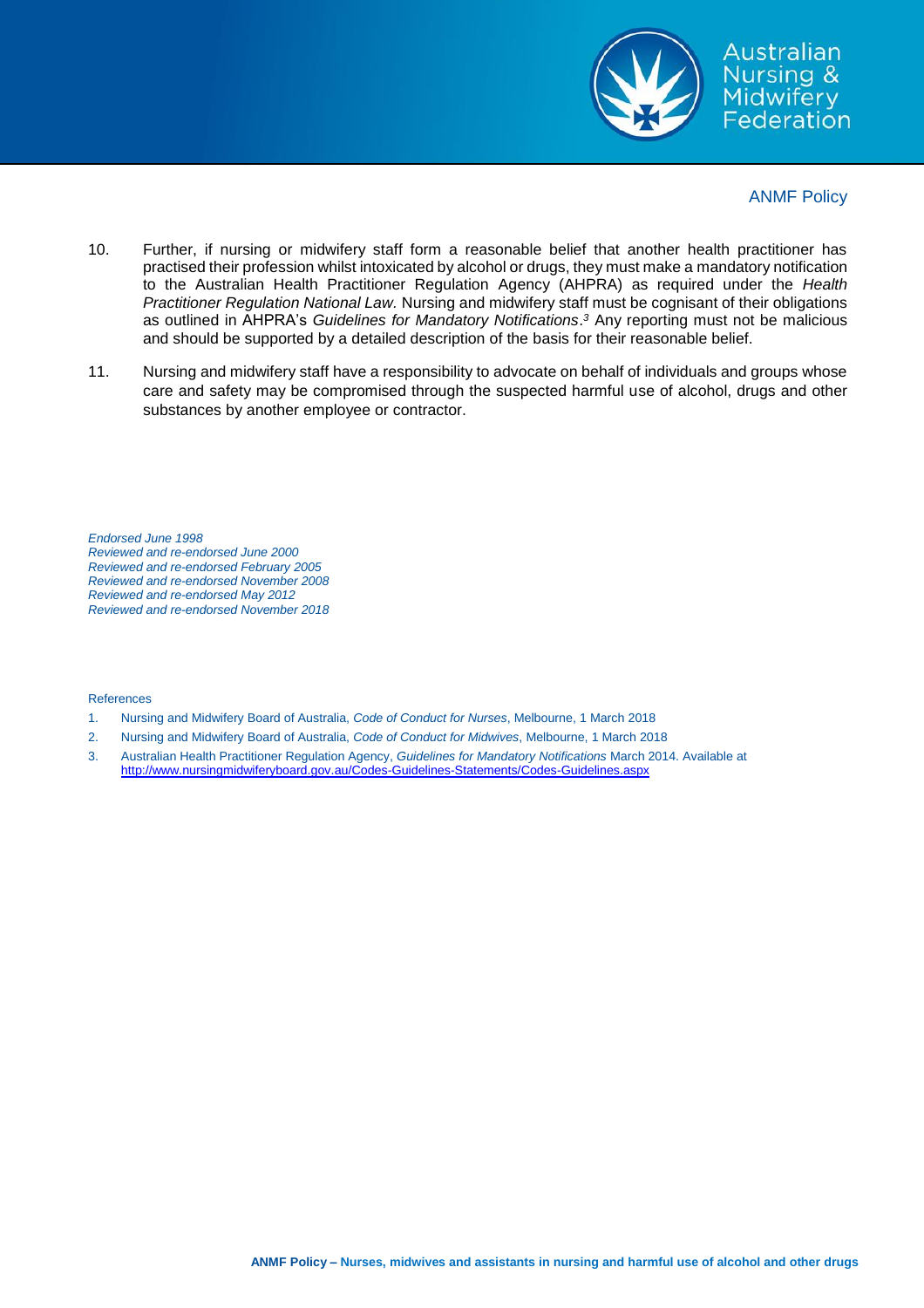10. Further, if nursing or midwifery staff form a reasonable belief that another health practitioner has practised their profession whilst intoxicated by alcohol or drugs, they must make a mandatory notification to the Australian Health Practitioner Regulation Agency (AHPRA) as required under the *Health Practitioner Regulation National Law.* Nursing and midwifery staff must be cognisant of their obligations as outlined in AHPRA's *Guidelines for Mandatory Notifications*.[3] Any reporting must not be malicious and should be supported by a detailed description of the basis for their reasonable belief.

11. Nursing and midwifery staff have a responsibility to advocate on behalf of individuals and groups whose care and safety may be compromised through the suspected harmful use of alcohol, drugs and other substances by another employee or contractor.

*Endorsed June 1998*
*Reviewed and re-endorsed June 2000*
*Reviewed and re-endorsed February 2005*
*Reviewed and re-endorsed November 2008*
*Reviewed and re-endorsed May 2012*
*Reviewed and re-endorsed November 2018*

References

1. Nursing and Midwifery Board of Australia, *Code of Conduct for Nurses*, Melbourne, 1 March 2018
2. Nursing and Midwifery Board of Australia, *Code of Conduct for Midwives*, Melbourne, 1 March 2018
3. Australian Health Practitioner Regulation Agency, *Guidelines for Mandatory Notifications* March 2014. Available at http://www.nursingmidwiferyboard.gov.au/Codes-Guidelines-Statements/Codes-Guidelines.aspx